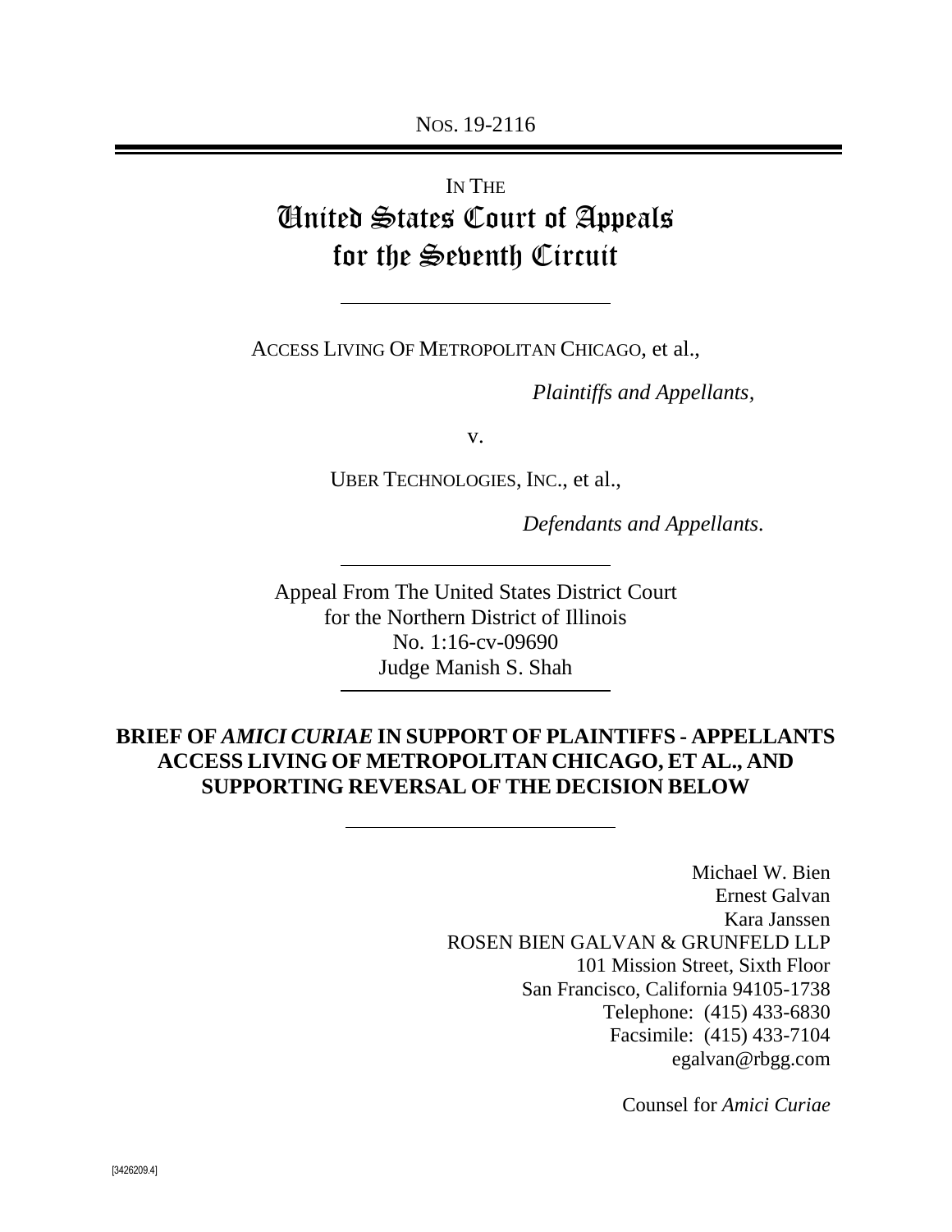NOS. 19-2116

IN THE

# United States Court of Appeals for the Seventh Circuit

---

ACCESS LIVING OF METROPOLITAN CHICAGO, et al.,

*Plaintiffs and Appellants,*

v.

UBER TECHNOLOGIES, INC., et al.,

*Defendants and Appellants.*

---

Appeal From The United States District Court
for the Northern District of Illinois
No. 1:16-cv-09690
Judge Manish S. Shah

---

## BRIEF OF *AMICI CURIAE* IN SUPPORT OF PLAINTIFFS - APPELLANTS ACCESS LIVING OF METROPOLITAN CHICAGO, ET AL., AND SUPPORTING REVERSAL OF THE DECISION BELOW

---

Michael W. Bien
Ernest Galvan
Kara Janssen
ROSEN BIEN GALVAN & GRUNFELD LLP
101 Mission Street, Sixth Floor
San Francisco, California 94105-1738
Telephone: (415) 433-6830
Facsimile: (415) 433-7104
egalvan@rbgg.com

Counsel for *Amici Curiae*

[3426209.4]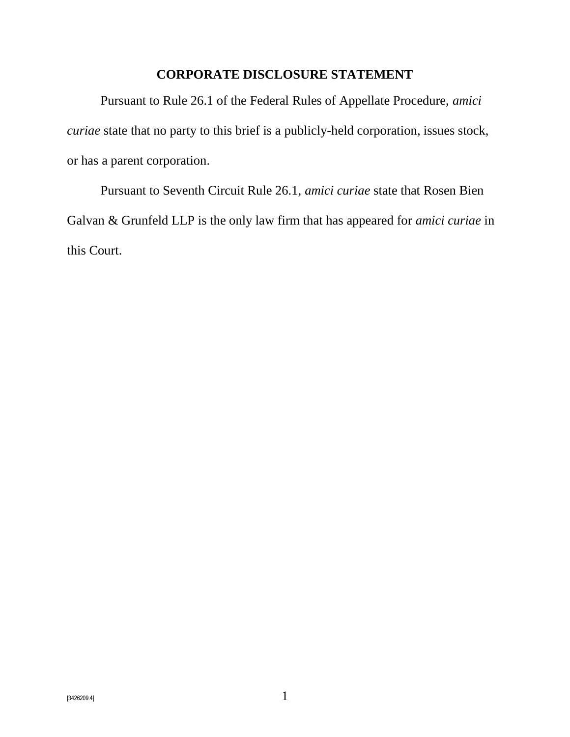# CORPORATE DISCLOSURE STATEMENT

Pursuant to Rule 26.1 of the Federal Rules of Appellate Procedure, *amici curiae* state that no party to this brief is a publicly-held corporation, issues stock, or has a parent corporation.

Pursuant to Seventh Circuit Rule 26.1, *amici curiae* state that Rosen Bien Galvan & Grunfeld LLP is the only law firm that has appeared for *amici curiae* in this Court.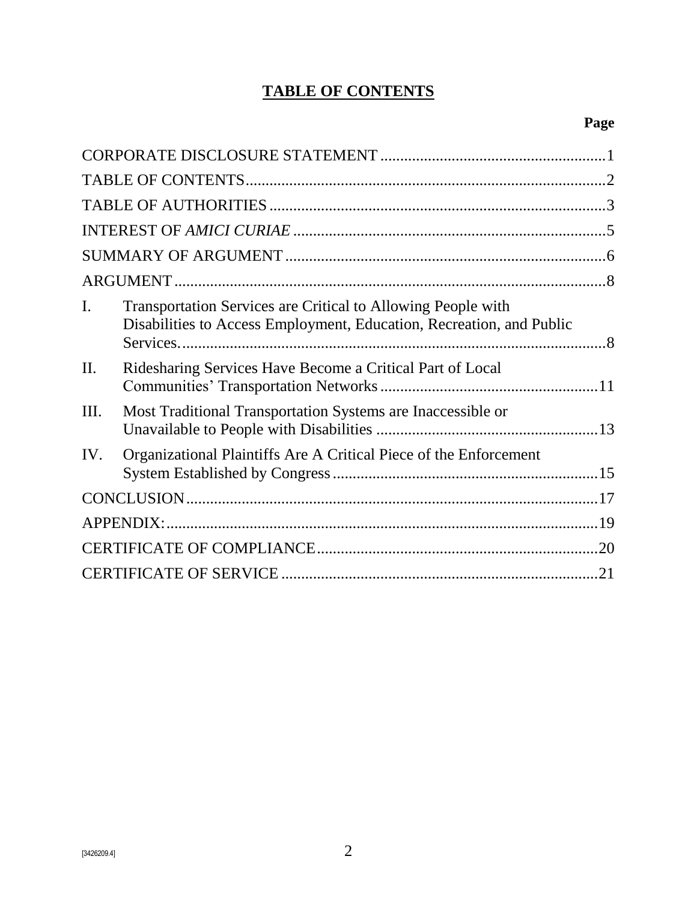# TABLE OF CONTENTS

| | | Page |
|---|---|---|
| CORPORATE DISCLOSURE STATEMENT | | 1 |
| TABLE OF CONTENTS | | 2 |
| TABLE OF AUTHORITIES | | 3 |
| INTEREST OF *AMICI CURIAE* | | 5 |
| SUMMARY OF ARGUMENT | | 6 |
| ARGUMENT | | 8 |
| I. | Transportation Services are Critical to Allowing People with Disabilities to Access Employment, Education, Recreation, and Public Services. | 8 |
| II. | Ridesharing Services Have Become a Critical Part of Local Communities' Transportation Networks | 11 |
| III. | Most Traditional Transportation Systems are Inaccessible or Unavailable to People with Disabilities | 13 |
| IV. | Organizational Plaintiffs Are A Critical Piece of the Enforcement System Established by Congress | 15 |
| CONCLUSION | | 17 |
| APPENDIX: | | 19 |
| CERTIFICATE OF COMPLIANCE | | 20 |
| CERTIFICATE OF SERVICE | | 21 |

[3426209.4]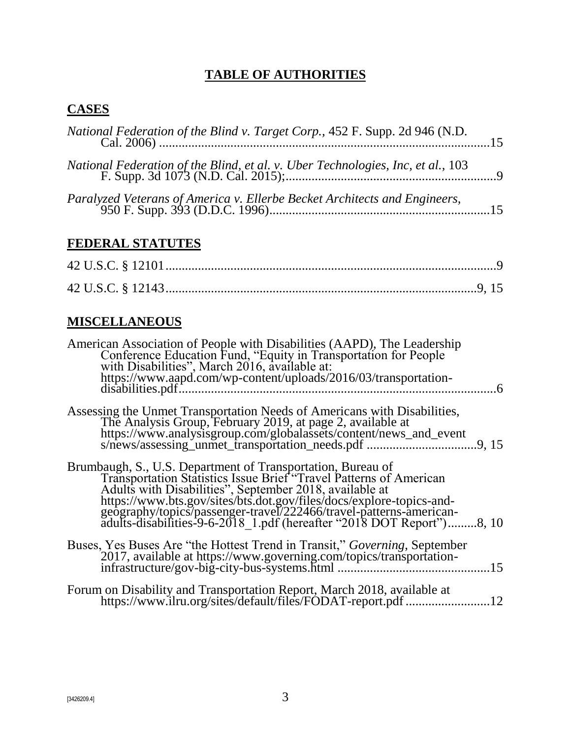# TABLE OF AUTHORITIES

## CASES

*National Federation of the Blind v. Target Corp.*, 452 F. Supp. 2d 946 (N.D. Cal. 2006) ....................................................................................................15

*National Federation of the Blind, et al. v. Uber Technologies, Inc, et al.*, 103 F. Supp. 3d 1073 (N.D. Cal. 2015);.................................................................9

*Paralyzed Veterans of America v. Ellerbe Becket Architects and Engineers*, 950 F. Supp. 393 (D.D.C. 1996)...................................................................15

## FEDERAL STATUTES

42 U.S.C. § 12101.....................................................................................................9

42 U.S.C. § 12143.................................................................................................9, 15

## MISCELLANEOUS

American Association of People with Disabilities (AAPD), The Leadership Conference Education Fund, "Equity in Transportation for People with Disabilities", March 2016, available at: https://www.aapd.com/wp-content/uploads/2016/03/transportation-disabilities.pdf..................................................................................................6

Assessing the Unmet Transportation Needs of Americans with Disabilities, The Analysis Group, February 2019, at page 2, available at https://www.analysisgroup.com/globalassets/content/news_and_events/news/assessing_unmet_transportation_needs.pdf ..................................9, 15

Brumbaugh, S., U.S. Department of Transportation, Bureau of Transportation Statistics Issue Brief "Travel Patterns of American Adults with Disabilities", September 2018, available at https://www.bts.gov/sites/bts.dot.gov/files/docs/explore-topics-and-geography/topics/passenger-travel/222466/travel-patterns-american-adults-disabilities-9-6-2018_1.pdf (hereafter "2018 DOT Report").........8, 10

Buses, Yes Buses Are "the Hottest Trend in Transit," *Governing*, September 2017, available at https://www.governing.com/topics/transportation-infrastructure/gov-big-city-bus-systems.html ..............................................15

Forum on Disability and Transportation Report, March 2018, available at https://www.ilru.org/sites/default/files/FODAT-report.pdf .........................12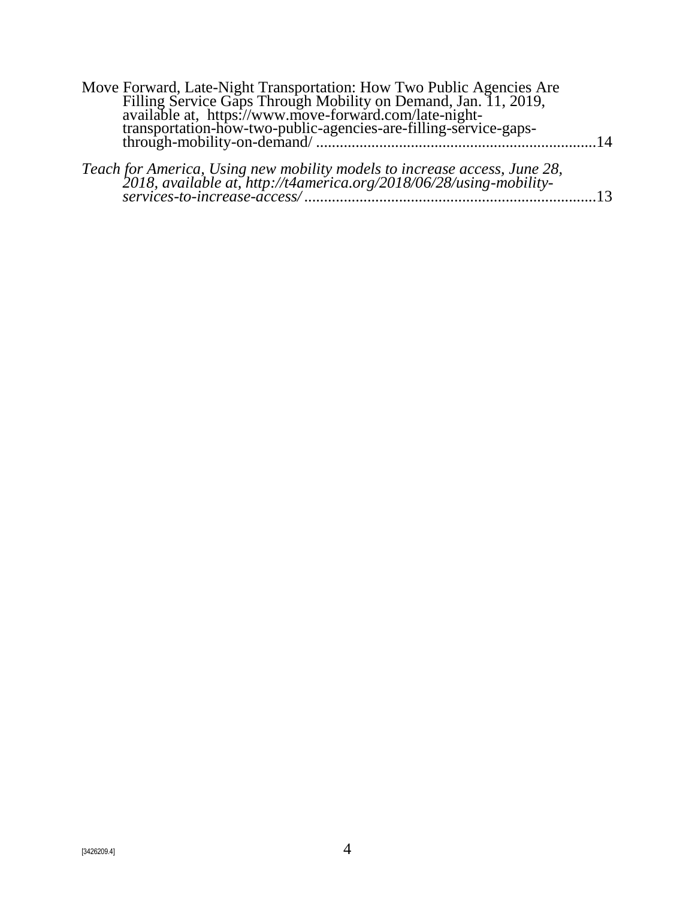Move Forward, Late-Night Transportation: How Two Public Agencies Are Filling Service Gaps Through Mobility on Demand, Jan. 11, 2019, available at, https://www.move-forward.com/late-night-transportation-how-two-public-agencies-are-filling-service-gaps-through-mobility-on-demand/ ......................................................................14

*Teach for America, Using new mobility models to increase access, June 28, 2018, available at, http://t4america.org/2018/06/28/using-mobility-services-to-increase-access/* ..........................................................................13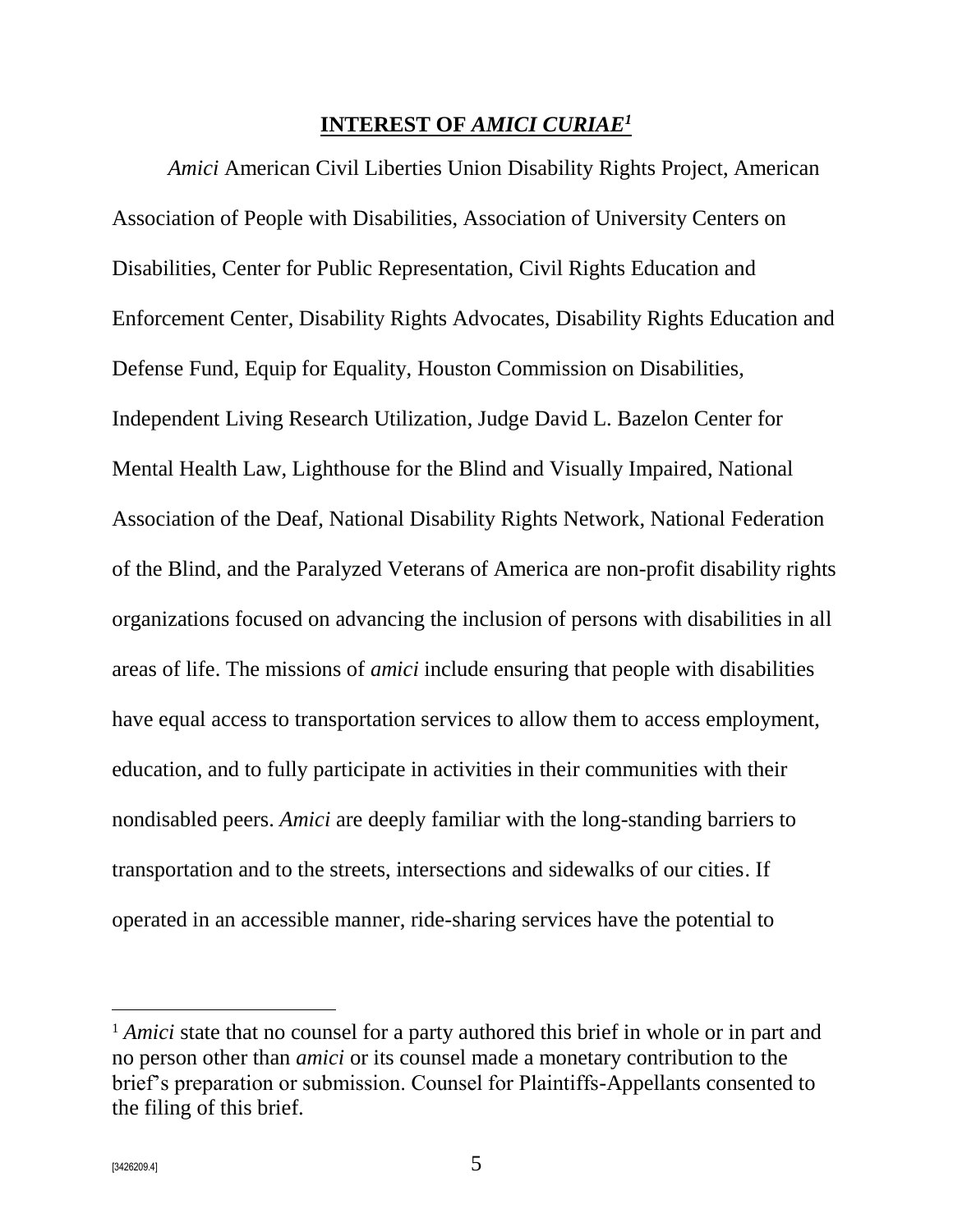## INTEREST OF *AMICI CURIAE*[1]

*Amici* American Civil Liberties Union Disability Rights Project, American Association of People with Disabilities, Association of University Centers on Disabilities, Center for Public Representation, Civil Rights Education and Enforcement Center, Disability Rights Advocates, Disability Rights Education and Defense Fund, Equip for Equality, Houston Commission on Disabilities, Independent Living Research Utilization, Judge David L. Bazelon Center for Mental Health Law, Lighthouse for the Blind and Visually Impaired, National Association of the Deaf, National Disability Rights Network, National Federation of the Blind, and the Paralyzed Veterans of America are non-profit disability rights organizations focused on advancing the inclusion of persons with disabilities in all areas of life. The missions of *amici* include ensuring that people with disabilities have equal access to transportation services to allow them to access employment, education, and to fully participate in activities in their communities with their nondisabled peers. *Amici* are deeply familiar with the long-standing barriers to transportation and to the streets, intersections and sidewalks of our cities. If operated in an accessible manner, ride-sharing services have the potential to

---

[1] *Amici* state that no counsel for a party authored this brief in whole or in part and no person other than *amici* or its counsel made a monetary contribution to the brief's preparation or submission. Counsel for Plaintiffs-Appellants consented to the filing of this brief.

[3426209.4]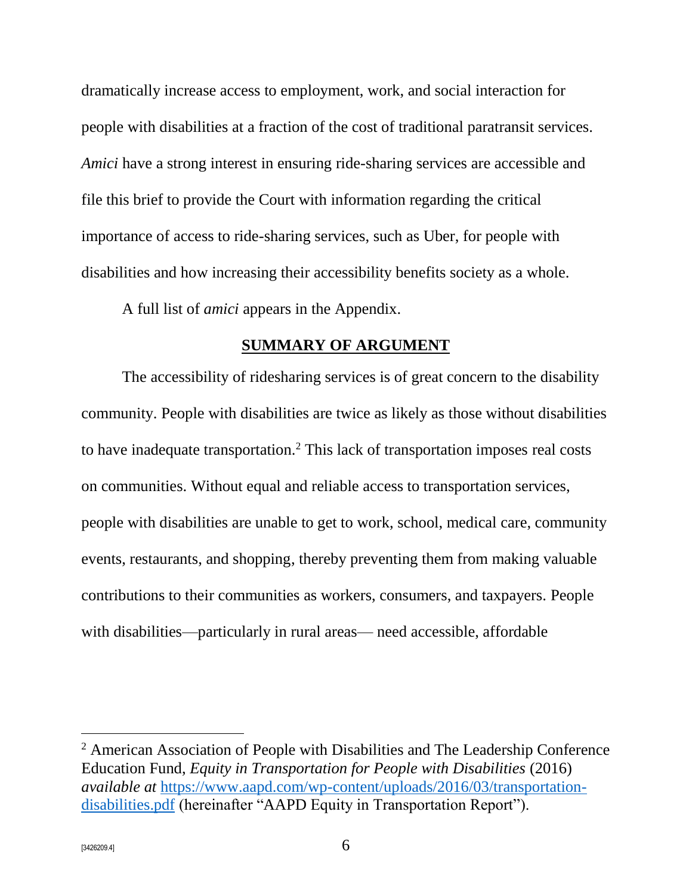dramatically increase access to employment, work, and social interaction for people with disabilities at a fraction of the cost of traditional paratransit services. *Amici* have a strong interest in ensuring ride-sharing services are accessible and file this brief to provide the Court with information regarding the critical importance of access to ride-sharing services, such as Uber, for people with disabilities and how increasing their accessibility benefits society as a whole.

A full list of *amici* appears in the Appendix.

## SUMMARY OF ARGUMENT

The accessibility of ridesharing services is of great concern to the disability community. People with disabilities are twice as likely as those without disabilities to have inadequate transportation.[2] This lack of transportation imposes real costs on communities. Without equal and reliable access to transportation services, people with disabilities are unable to get to work, school, medical care, community events, restaurants, and shopping, thereby preventing them from making valuable contributions to their communities as workers, consumers, and taxpayers. People with disabilities—particularly in rural areas— need accessible, affordable

---

[2] American Association of People with Disabilities and The Leadership Conference Education Fund, *Equity in Transportation for People with Disabilities* (2016) *available at* https://www.aapd.com/wp-content/uploads/2016/03/transportation-disabilities.pdf (hereinafter "AAPD Equity in Transportation Report").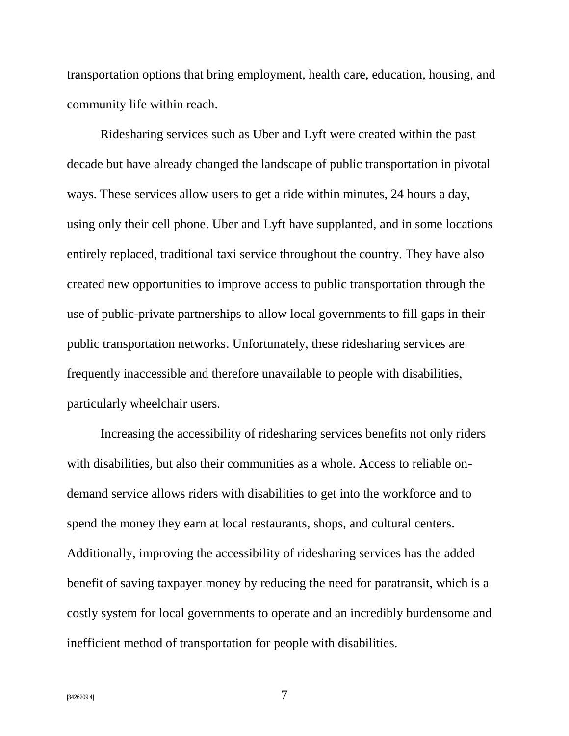transportation options that bring employment, health care, education, housing, and community life within reach.

Ridesharing services such as Uber and Lyft were created within the past decade but have already changed the landscape of public transportation in pivotal ways. These services allow users to get a ride within minutes, 24 hours a day, using only their cell phone. Uber and Lyft have supplanted, and in some locations entirely replaced, traditional taxi service throughout the country. They have also created new opportunities to improve access to public transportation through the use of public-private partnerships to allow local governments to fill gaps in their public transportation networks. Unfortunately, these ridesharing services are frequently inaccessible and therefore unavailable to people with disabilities, particularly wheelchair users.

Increasing the accessibility of ridesharing services benefits not only riders with disabilities, but also their communities as a whole. Access to reliable on-demand service allows riders with disabilities to get into the workforce and to spend the money they earn at local restaurants, shops, and cultural centers. Additionally, improving the accessibility of ridesharing services has the added benefit of saving taxpayer money by reducing the need for paratransit, which is a costly system for local governments to operate and an incredibly burdensome and inefficient method of transportation for people with disabilities.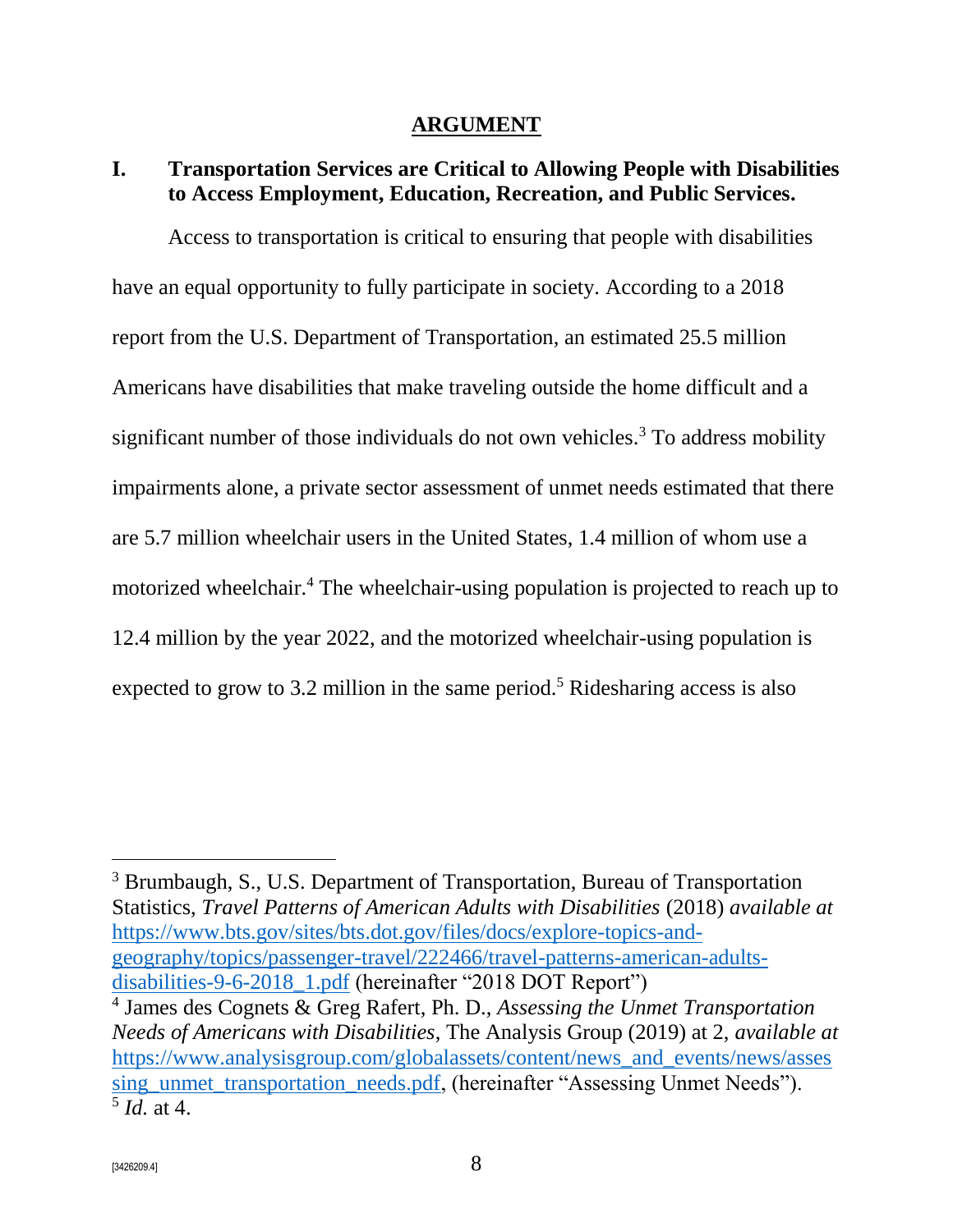## ARGUMENT

### I. Transportation Services are Critical to Allowing People with Disabilities to Access Employment, Education, Recreation, and Public Services.

Access to transportation is critical to ensuring that people with disabilities have an equal opportunity to fully participate in society. According to a 2018 report from the U.S. Department of Transportation, an estimated 25.5 million Americans have disabilities that make traveling outside the home difficult and a significant number of those individuals do not own vehicles.[3] To address mobility impairments alone, a private sector assessment of unmet needs estimated that there are 5.7 million wheelchair users in the United States, 1.4 million of whom use a motorized wheelchair.[4] The wheelchair-using population is projected to reach up to 12.4 million by the year 2022, and the motorized wheelchair-using population is expected to grow to 3.2 million in the same period.[5] Ridesharing access is also

---

[3] Brumbaugh, S., U.S. Department of Transportation, Bureau of Transportation Statistics, *Travel Patterns of American Adults with Disabilities* (2018) *available at* https://www.bts.gov/sites/bts.dot.gov/files/docs/explore-topics-and-geography/topics/passenger-travel/222466/travel-patterns-american-adults-disabilities-9-6-2018_1.pdf (hereinafter "2018 DOT Report")

[4] James des Cognets & Greg Rafert, Ph. D., *Assessing the Unmet Transportation Needs of Americans with Disabilities*, The Analysis Group (2019) at 2, *available at* https://www.analysisgroup.com/globalassets/content/news_and_events/news/assessing_unmet_transportation_needs.pdf, (hereinafter "Assessing Unmet Needs").

[5] *Id.* at 4.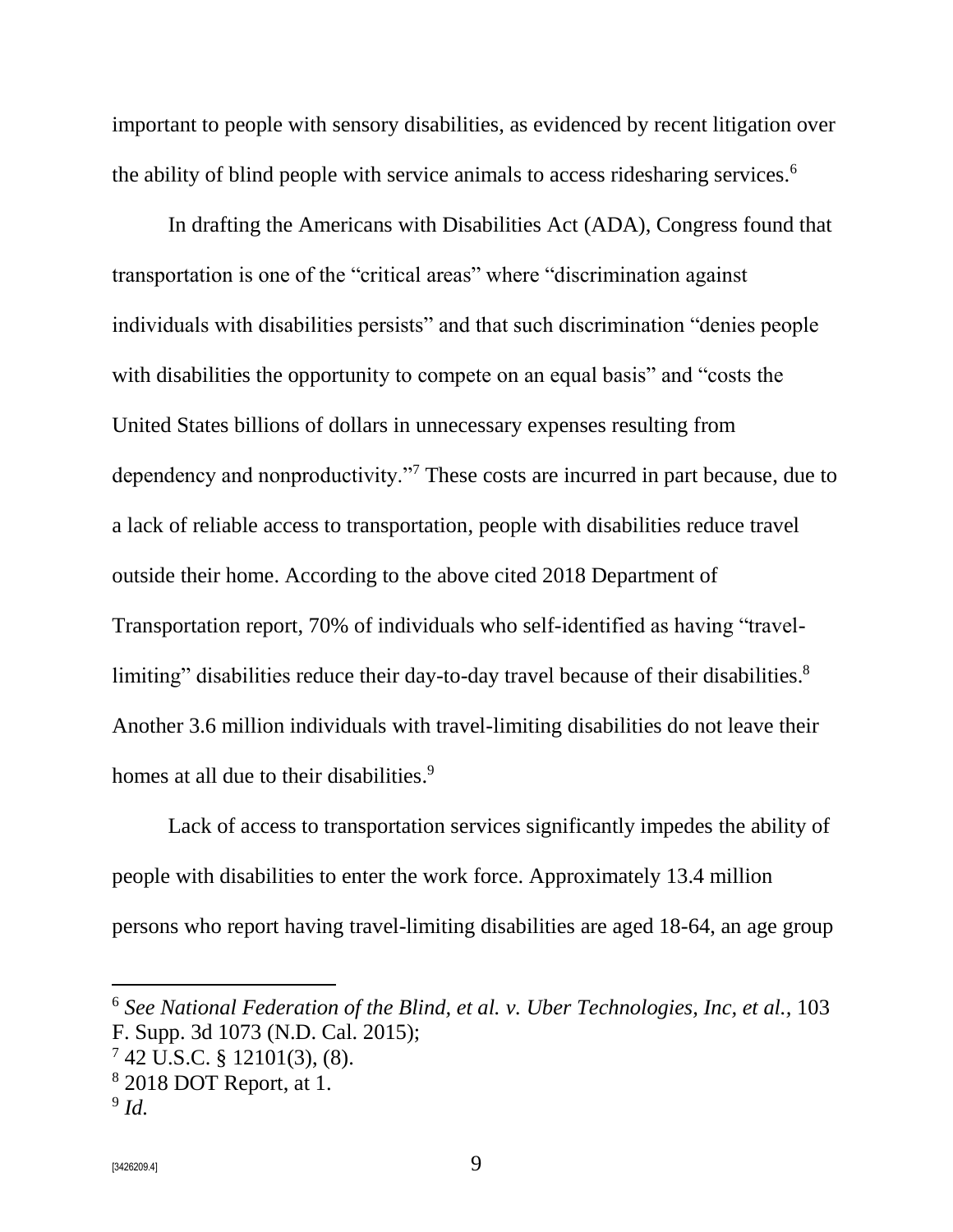important to people with sensory disabilities, as evidenced by recent litigation over the ability of blind people with service animals to access ridesharing services.[6]

In drafting the Americans with Disabilities Act (ADA), Congress found that transportation is one of the "critical areas" where "discrimination against individuals with disabilities persists" and that such discrimination "denies people with disabilities the opportunity to compete on an equal basis" and "costs the United States billions of dollars in unnecessary expenses resulting from dependency and nonproductivity."[7] These costs are incurred in part because, due to a lack of reliable access to transportation, people with disabilities reduce travel outside their home. According to the above cited 2018 Department of Transportation report, 70% of individuals who self-identified as having "travel-limiting" disabilities reduce their day-to-day travel because of their disabilities.[8] Another 3.6 million individuals with travel-limiting disabilities do not leave their homes at all due to their disabilities.[9]

Lack of access to transportation services significantly impedes the ability of people with disabilities to enter the work force. Approximately 13.4 million persons who report having travel-limiting disabilities are aged 18-64, an age group

---

[6] *See National Federation of the Blind, et al. v. Uber Technologies, Inc, et al.,* 103 F. Supp. 3d 1073 (N.D. Cal. 2015);

[7] 42 U.S.C. § 12101(3), (8).

[8] 2018 DOT Report, at 1.

[9] *Id.*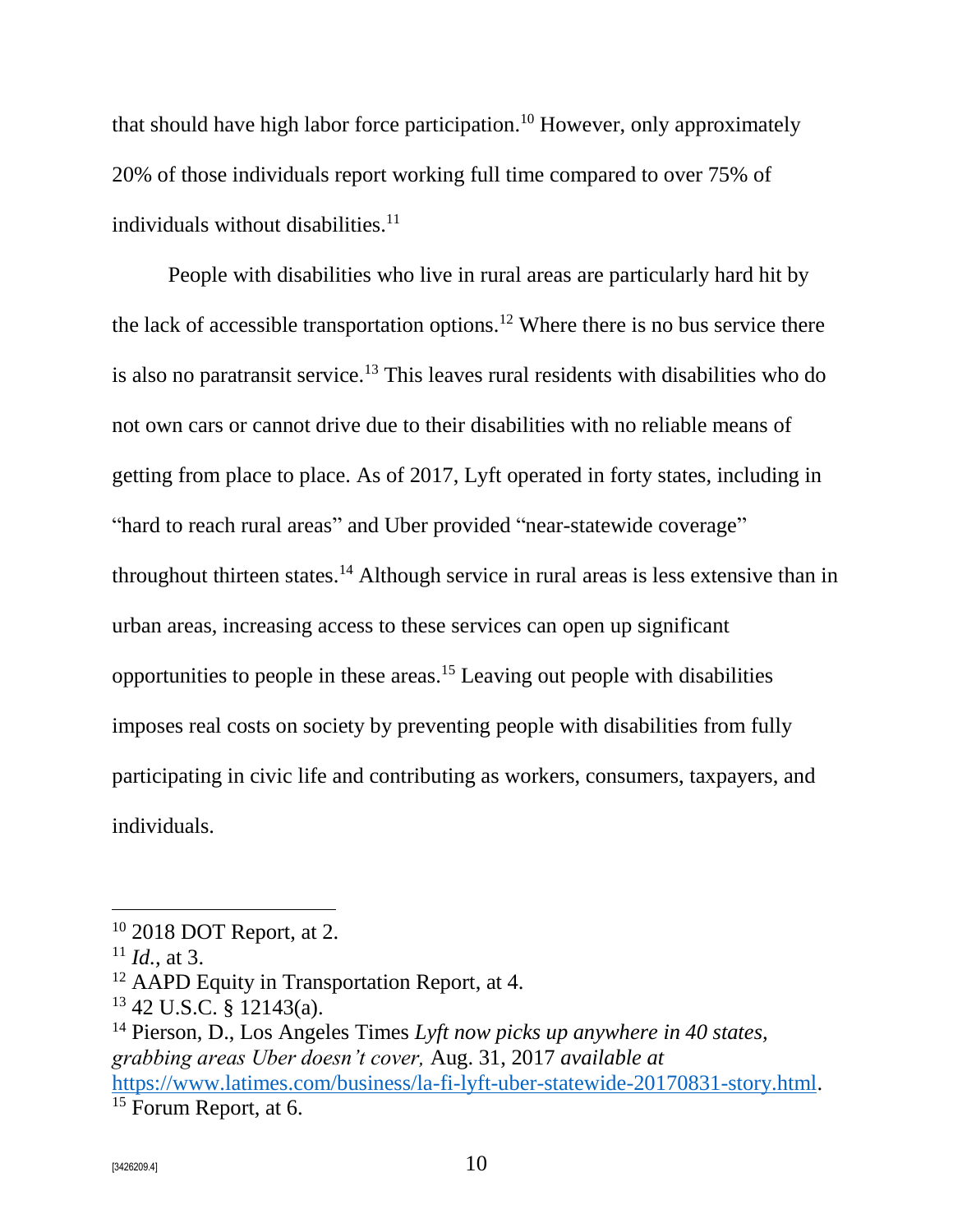that should have high labor force participation.[10] However, only approximately 20% of those individuals report working full time compared to over 75% of individuals without disabilities.[11]

People with disabilities who live in rural areas are particularly hard hit by the lack of accessible transportation options.[12] Where there is no bus service there is also no paratransit service.[13] This leaves rural residents with disabilities who do not own cars or cannot drive due to their disabilities with no reliable means of getting from place to place. As of 2017, Lyft operated in forty states, including in "hard to reach rural areas" and Uber provided "near-statewide coverage" throughout thirteen states.[14] Although service in rural areas is less extensive than in urban areas, increasing access to these services can open up significant opportunities to people in these areas.[15] Leaving out people with disabilities imposes real costs on society by preventing people with disabilities from fully participating in civic life and contributing as workers, consumers, taxpayers, and individuals.

---

[10] 2018 DOT Report, at 2.

[11] *Id.*, at 3.

[12] AAPD Equity in Transportation Report, at 4.

[13] 42 U.S.C. § 12143(a).

[14] Pierson, D., Los Angeles Times *Lyft now picks up anywhere in 40 states, grabbing areas Uber doesn't cover,* Aug. 31, 2017 *available at* https://www.latimes.com/business/la-fi-lyft-uber-statewide-20170831-story.html.

[15] Forum Report, at 6.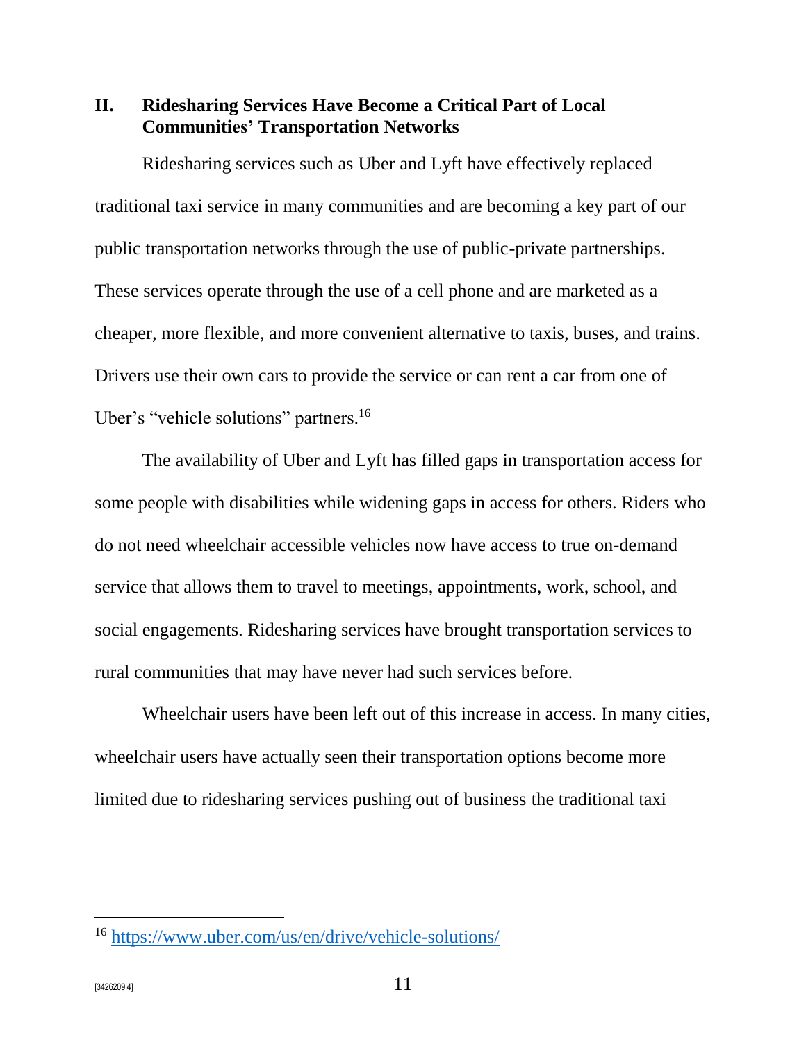## II. Ridesharing Services Have Become a Critical Part of Local Communities' Transportation Networks

Ridesharing services such as Uber and Lyft have effectively replaced traditional taxi service in many communities and are becoming a key part of our public transportation networks through the use of public-private partnerships. These services operate through the use of a cell phone and are marketed as a cheaper, more flexible, and more convenient alternative to taxis, buses, and trains. Drivers use their own cars to provide the service or can rent a car from one of Uber's "vehicle solutions" partners.[16]

The availability of Uber and Lyft has filled gaps in transportation access for some people with disabilities while widening gaps in access for others. Riders who do not need wheelchair accessible vehicles now have access to true on-demand service that allows them to travel to meetings, appointments, work, school, and social engagements. Ridesharing services have brought transportation services to rural communities that may have never had such services before.

Wheelchair users have been left out of this increase in access. In many cities, wheelchair users have actually seen their transportation options become more limited due to ridesharing services pushing out of business the traditional taxi

---

[16] https://www.uber.com/us/en/drive/vehicle-solutions/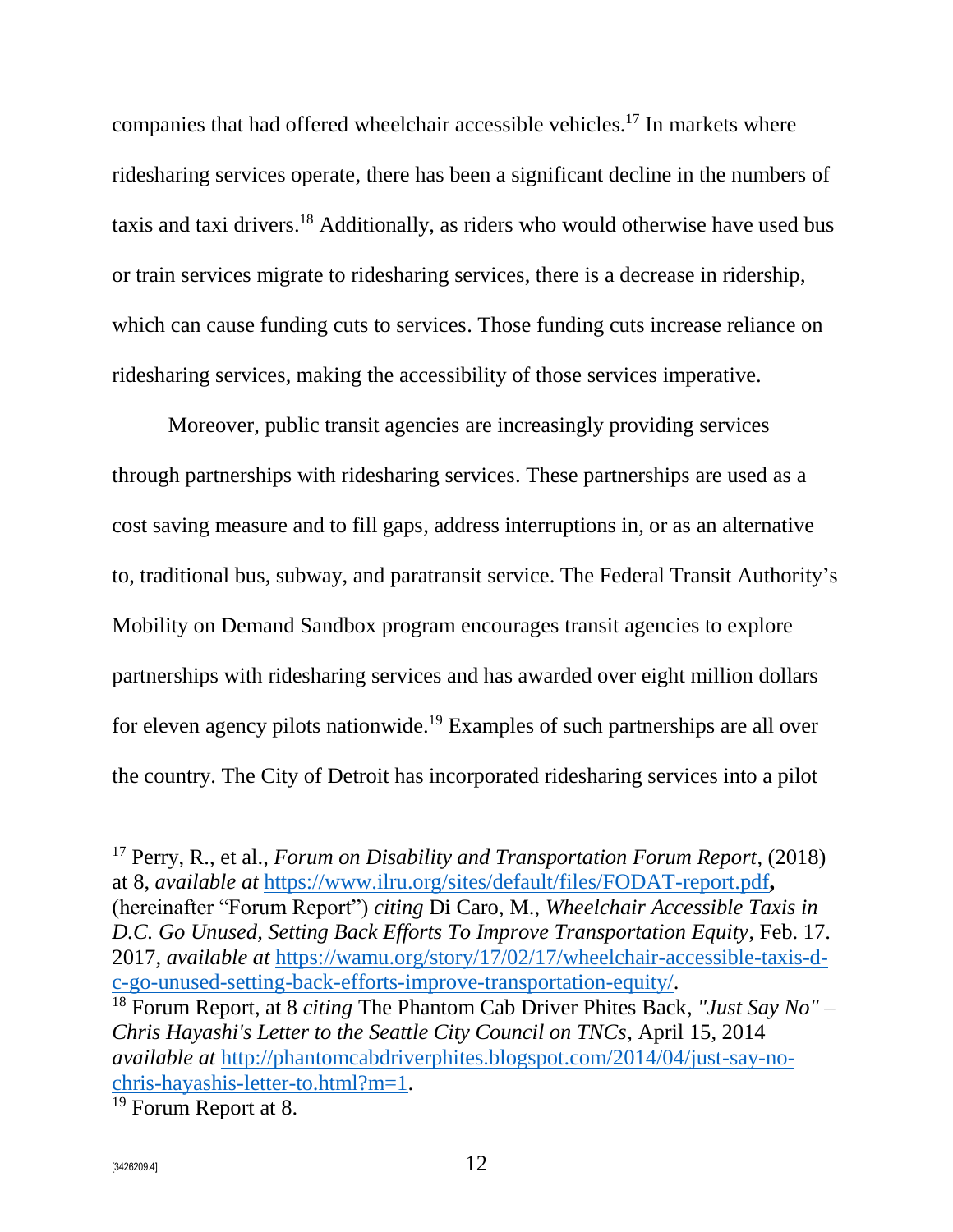companies that had offered wheelchair accessible vehicles.[17] In markets where ridesharing services operate, there has been a significant decline in the numbers of taxis and taxi drivers.[18] Additionally, as riders who would otherwise have used bus or train services migrate to ridesharing services, there is a decrease in ridership, which can cause funding cuts to services. Those funding cuts increase reliance on ridesharing services, making the accessibility of those services imperative.

Moreover, public transit agencies are increasingly providing services through partnerships with ridesharing services. These partnerships are used as a cost saving measure and to fill gaps, address interruptions in, or as an alternative to, traditional bus, subway, and paratransit service. The Federal Transit Authority's Mobility on Demand Sandbox program encourages transit agencies to explore partnerships with ridesharing services and has awarded over eight million dollars for eleven agency pilots nationwide.[19] Examples of such partnerships are all over the country. The City of Detroit has incorporated ridesharing services into a pilot

---

[17] Perry, R., et al., *Forum on Disability and Transportation Forum Report*, (2018) at 8, *available at* https://www.ilru.org/sites/default/files/FODAT-report.pdf**,** (hereinafter "Forum Report") *citing* Di Caro, M., *Wheelchair Accessible Taxis in D.C. Go Unused, Setting Back Efforts To Improve Transportation Equity*, Feb. 17. 2017, *available at* https://wamu.org/story/17/02/17/wheelchair-accessible-taxis-d-c-go-unused-setting-back-efforts-improve-transportation-equity/.

[18] Forum Report, at 8 *citing* The Phantom Cab Driver Phites Back, *"Just Say No" – Chris Hayashi's Letter to the Seattle City Council on TNCs*, April 15, 2014 *available at* http://phantomcabdriverphites.blogspot.com/2014/04/just-say-no-chris-hayashis-letter-to.html?m=1.

[19] Forum Report at 8.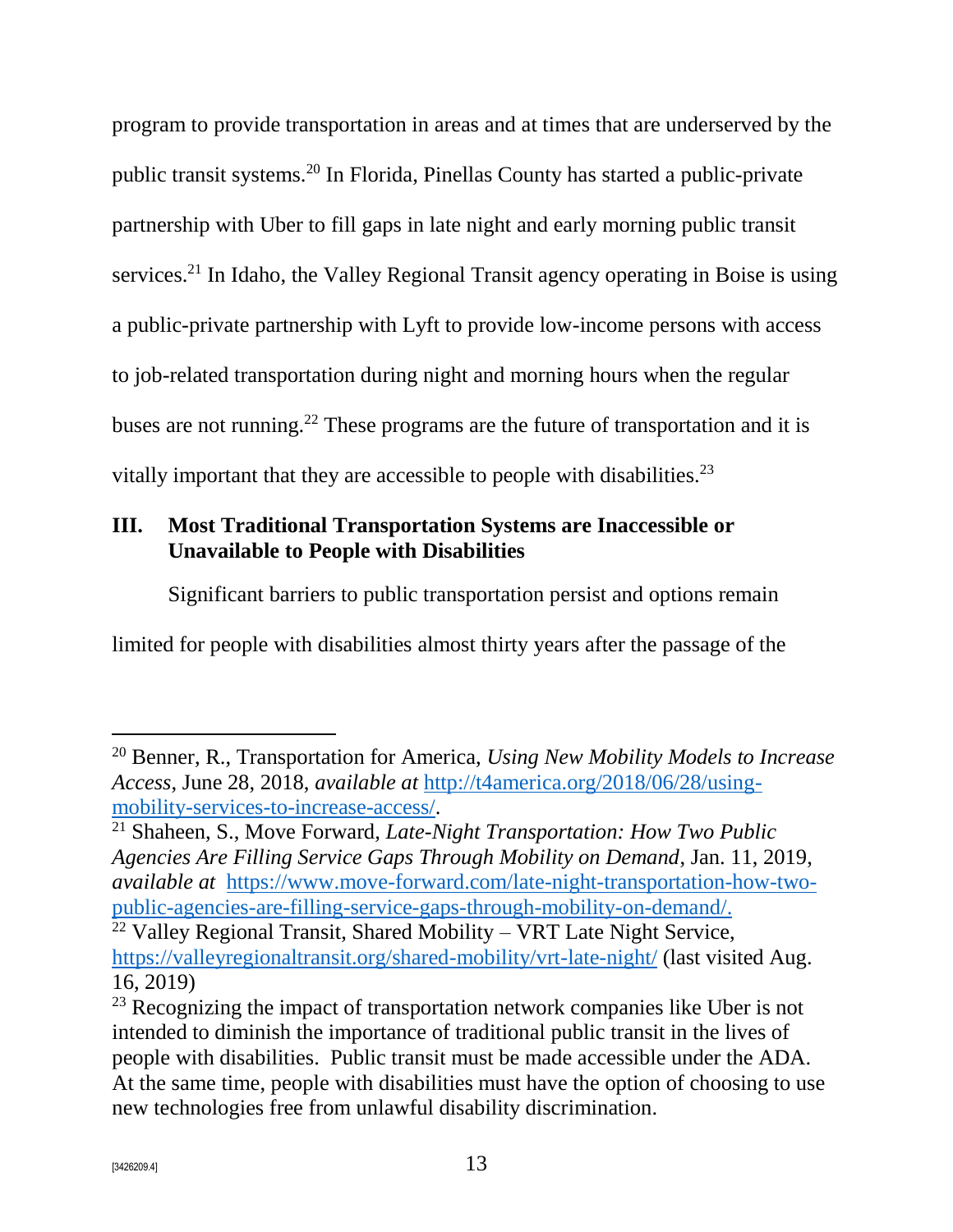program to provide transportation in areas and at times that are underserved by the public transit systems.[20] In Florida, Pinellas County has started a public-private partnership with Uber to fill gaps in late night and early morning public transit services.[21] In Idaho, the Valley Regional Transit agency operating in Boise is using a public-private partnership with Lyft to provide low-income persons with access to job-related transportation during night and morning hours when the regular buses are not running.[22] These programs are the future of transportation and it is vitally important that they are accessible to people with disabilities.[23]

## III. Most Traditional Transportation Systems are Inaccessible or Unavailable to People with Disabilities

Significant barriers to public transportation persist and options remain limited for people with disabilities almost thirty years after the passage of the

---

[20] Benner, R., Transportation for America, *Using New Mobility Models to Increase Access*, June 28, 2018, *available at* http://t4america.org/2018/06/28/using-mobility-services-to-increase-access/.

[21] Shaheen, S., Move Forward, *Late-Night Transportation: How Two Public Agencies Are Filling Service Gaps Through Mobility on Demand*, Jan. 11, 2019, *available at* https://www.move-forward.com/late-night-transportation-how-two-public-agencies-are-filling-service-gaps-through-mobility-on-demand/.

[22] Valley Regional Transit, Shared Mobility – VRT Late Night Service, https://valleyregionaltransit.org/shared-mobility/vrt-late-night/ (last visited Aug. 16, 2019)

[23] Recognizing the impact of transportation network companies like Uber is not intended to diminish the importance of traditional public transit in the lives of people with disabilities. Public transit must be made accessible under the ADA. At the same time, people with disabilities must have the option of choosing to use new technologies free from unlawful disability discrimination.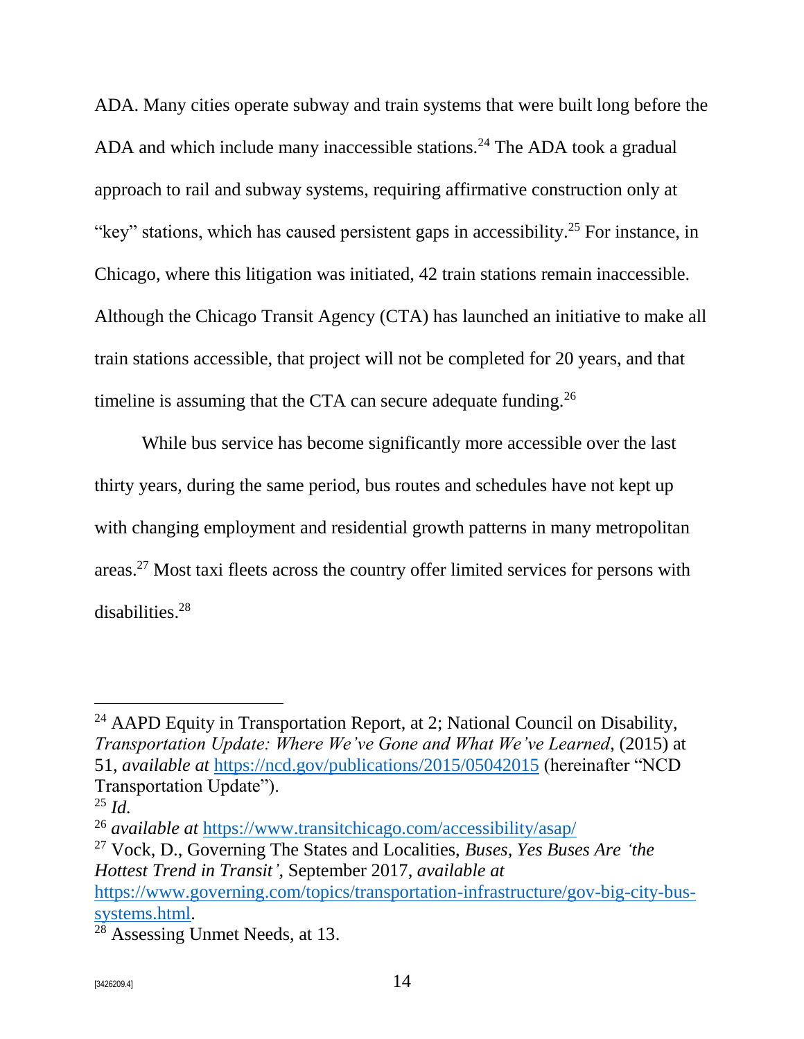ADA. Many cities operate subway and train systems that were built long before the ADA and which include many inaccessible stations.[24] The ADA took a gradual approach to rail and subway systems, requiring affirmative construction only at "key" stations, which has caused persistent gaps in accessibility.[25] For instance, in Chicago, where this litigation was initiated, 42 train stations remain inaccessible. Although the Chicago Transit Agency (CTA) has launched an initiative to make all train stations accessible, that project will not be completed for 20 years, and that timeline is assuming that the CTA can secure adequate funding.[26]

While bus service has become significantly more accessible over the last thirty years, during the same period, bus routes and schedules have not kept up with changing employment and residential growth patterns in many metropolitan areas.[27] Most taxi fleets across the country offer limited services for persons with disabilities.[28]

---

[24] AAPD Equity in Transportation Report, at 2; National Council on Disability, *Transportation Update: Where We've Gone and What We've Learned*, (2015) at 51, *available at* https://ncd.gov/publications/2015/05042015 (hereinafter "NCD Transportation Update").

[25] *Id.*

[26] *available at* https://www.transitchicago.com/accessibility/asap/

[27] Vock, D., Governing The States and Localities, *Buses, Yes Buses Are 'the Hottest Trend in Transit'*, September 2017, *available at* https://www.governing.com/topics/transportation-infrastructure/gov-big-city-bus-systems.html.

[28] Assessing Unmet Needs, at 13.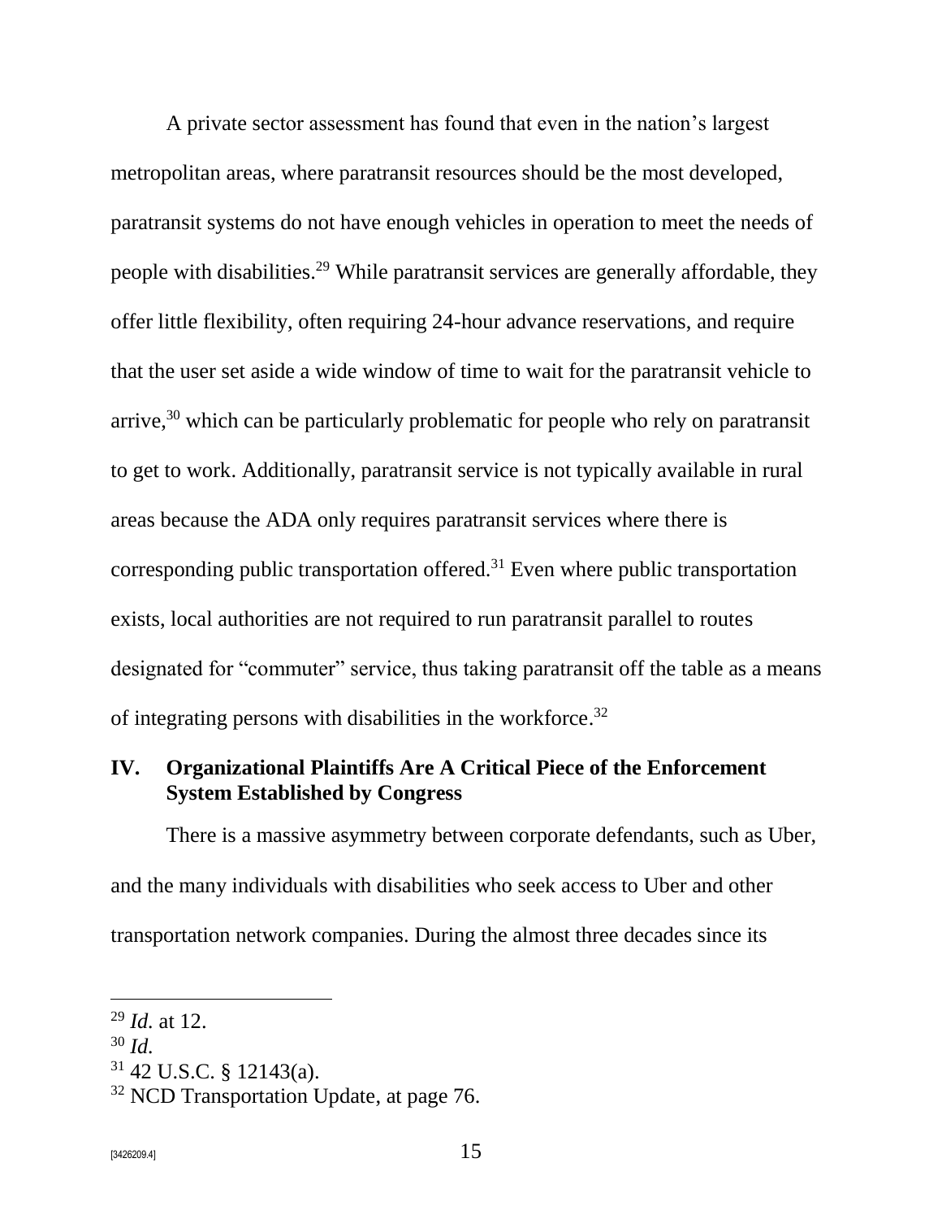A private sector assessment has found that even in the nation's largest metropolitan areas, where paratransit resources should be the most developed, paratransit systems do not have enough vehicles in operation to meet the needs of people with disabilities.[29] While paratransit services are generally affordable, they offer little flexibility, often requiring 24-hour advance reservations, and require that the user set aside a wide window of time to wait for the paratransit vehicle to arrive,[30] which can be particularly problematic for people who rely on paratransit to get to work. Additionally, paratransit service is not typically available in rural areas because the ADA only requires paratransit services where there is corresponding public transportation offered.[31] Even where public transportation exists, local authorities are not required to run paratransit parallel to routes designated for "commuter" service, thus taking paratransit off the table as a means of integrating persons with disabilities in the workforce.[32]

## IV. Organizational Plaintiffs Are A Critical Piece of the Enforcement System Established by Congress

There is a massive asymmetry between corporate defendants, such as Uber, and the many individuals with disabilities who seek access to Uber and other transportation network companies. During the almost three decades since its

---

[29] *Id.* at 12.

[30] *Id.*

[31] 42 U.S.C. § 12143(a).

[32] NCD Transportation Update, at page 76.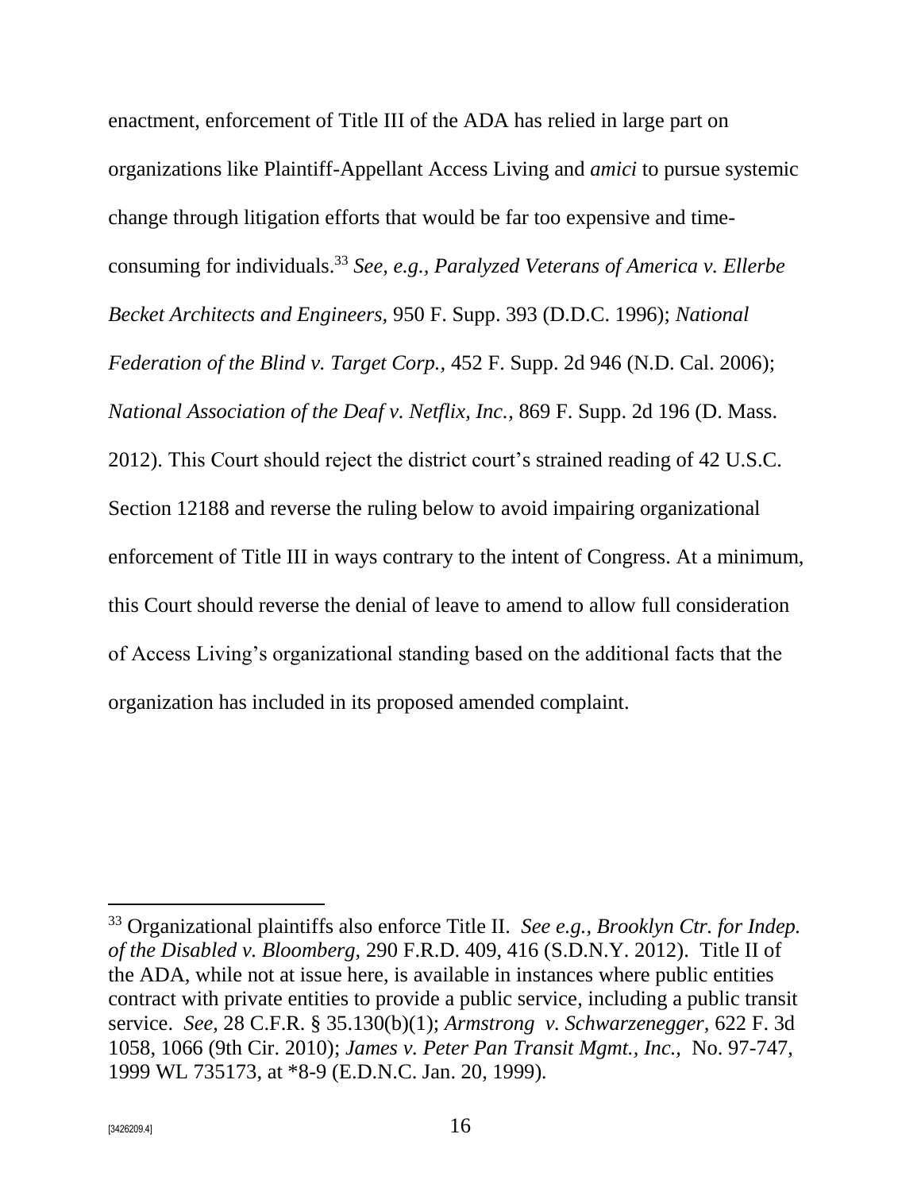enactment, enforcement of Title III of the ADA has relied in large part on organizations like Plaintiff-Appellant Access Living and *amici* to pursue systemic change through litigation efforts that would be far too expensive and time-consuming for individuals.[33] *See, e.g., Paralyzed Veterans of America v. Ellerbe Becket Architects and Engineers,* 950 F. Supp. 393 (D.D.C. 1996); *National Federation of the Blind v. Target Corp.,* 452 F. Supp. 2d 946 (N.D. Cal. 2006); *National Association of the Deaf v. Netflix, Inc.,* 869 F. Supp. 2d 196 (D. Mass. 2012). This Court should reject the district court's strained reading of 42 U.S.C. Section 12188 and reverse the ruling below to avoid impairing organizational enforcement of Title III in ways contrary to the intent of Congress. At a minimum, this Court should reverse the denial of leave to amend to allow full consideration of Access Living's organizational standing based on the additional facts that the organization has included in its proposed amended complaint.

---

[33] Organizational plaintiffs also enforce Title II. *See e.g., Brooklyn Ctr. for Indep. of the Disabled v. Bloomberg,* 290 F.R.D. 409, 416 (S.D.N.Y. 2012). Title II of the ADA, while not at issue here, is available in instances where public entities contract with private entities to provide a public service, including a public transit service. *See,* 28 C.F.R. § 35.130(b)(1); *Armstrong v. Schwarzenegger*, 622 F. 3d 1058, 1066 (9th Cir. 2010); *James v. Peter Pan Transit Mgmt., Inc.,* No. 97-747, 1999 WL 735173, at *8-9 (E.D.N.C. Jan. 20, 1999).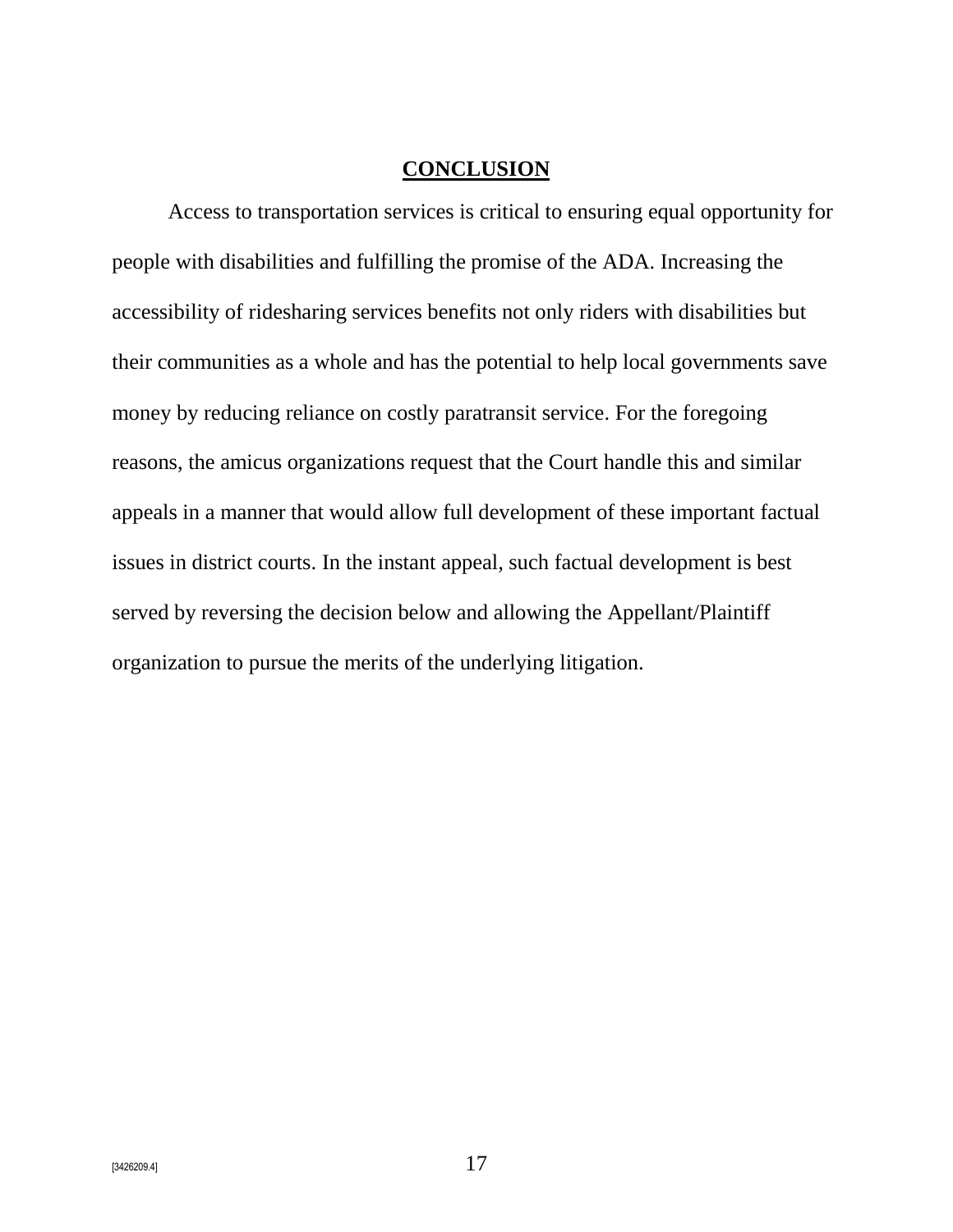## CONCLUSION

Access to transportation services is critical to ensuring equal opportunity for people with disabilities and fulfilling the promise of the ADA. Increasing the accessibility of ridesharing services benefits not only riders with disabilities but their communities as a whole and has the potential to help local governments save money by reducing reliance on costly paratransit service. For the foregoing reasons, the amicus organizations request that the Court handle this and similar appeals in a manner that would allow full development of these important factual issues in district courts. In the instant appeal, such factual development is best served by reversing the decision below and allowing the Appellant/Plaintiff organization to pursue the merits of the underlying litigation.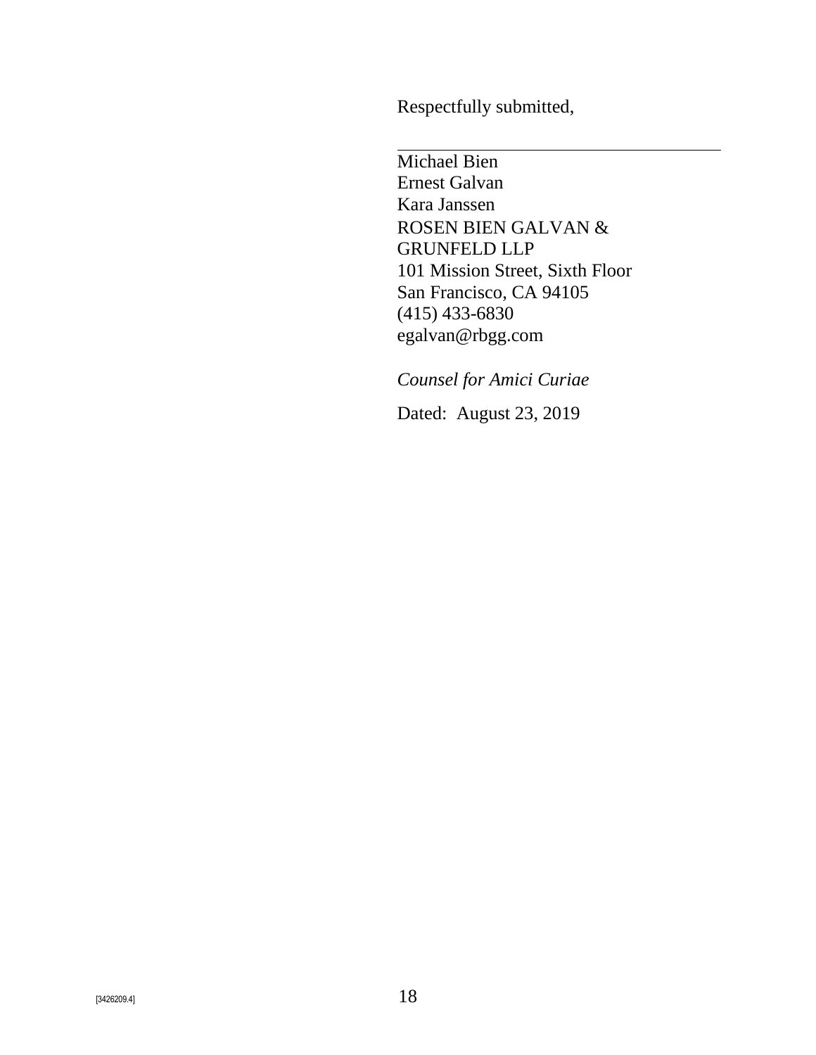Respectfully submitted,

\_\_\_\_\_\_\_\_\_\_\_\_\_\_\_\_\_\_\_\_\_\_\_\_\_\_\_\_\_\_\_\_\_\_\_\_

Michael Bien
Ernest Galvan
Kara Janssen
ROSEN BIEN GALVAN &
GRUNFELD LLP
101 Mission Street, Sixth Floor
San Francisco, CA 94105
(415) 433-6830
egalvan@rbgg.com

*Counsel for Amici Curiae*

Dated: August 23, 2019

[3426209.4]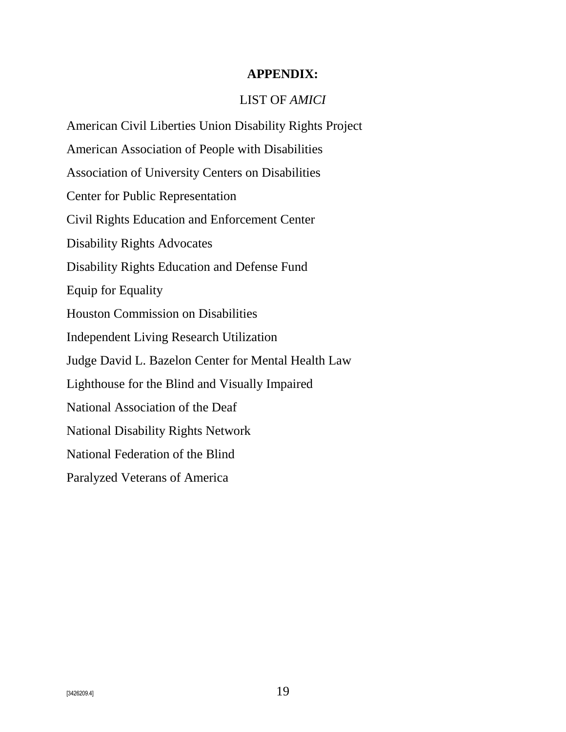**APPENDIX:**

LIST OF *AMICI*

American Civil Liberties Union Disability Rights Project

American Association of People with Disabilities

Association of University Centers on Disabilities

Center for Public Representation

Civil Rights Education and Enforcement Center

Disability Rights Advocates

Disability Rights Education and Defense Fund

Equip for Equality

Houston Commission on Disabilities

Independent Living Research Utilization

Judge David L. Bazelon Center for Mental Health Law

Lighthouse for the Blind and Visually Impaired

National Association of the Deaf

National Disability Rights Network

National Federation of the Blind

Paralyzed Veterans of America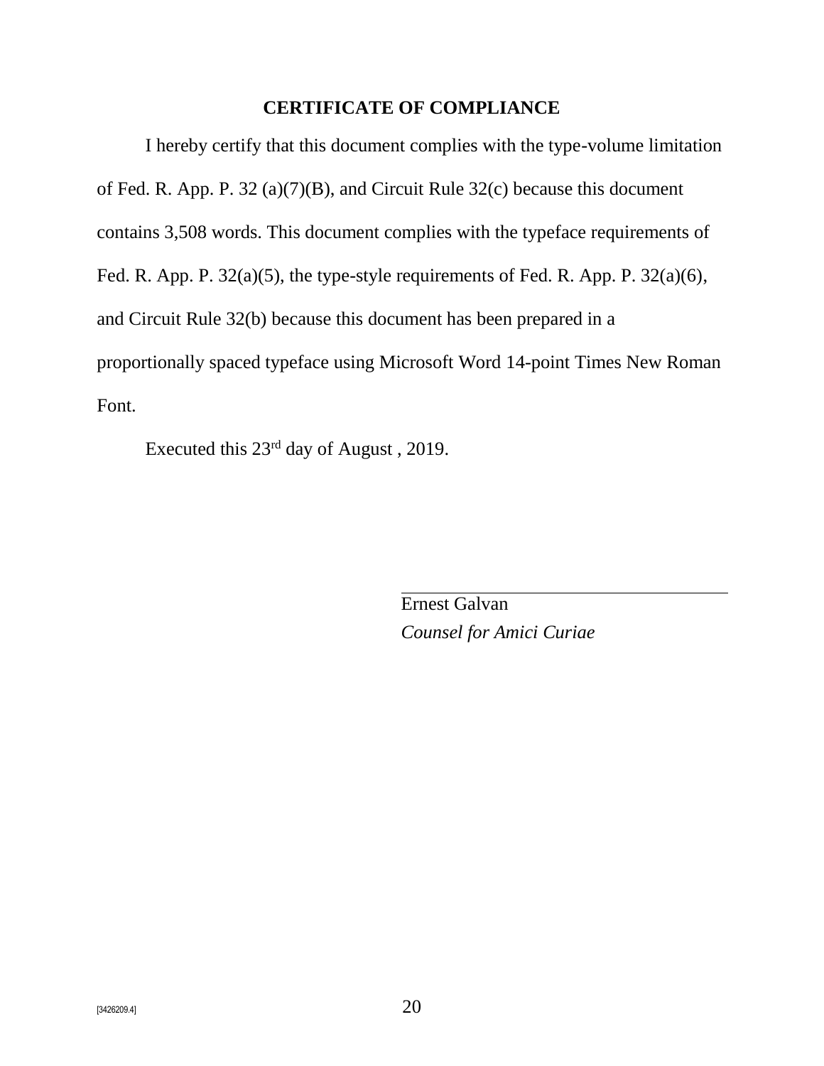## CERTIFICATE OF COMPLIANCE

I hereby certify that this document complies with the type-volume limitation of Fed. R. App. P. 32 (a)(7)(B), and Circuit Rule 32(c) because this document contains 3,508 words. This document complies with the typeface requirements of Fed. R. App. P. 32(a)(5), the type-style requirements of Fed. R. App. P. 32(a)(6), and Circuit Rule 32(b) because this document has been prepared in a proportionally spaced typeface using Microsoft Word 14-point Times New Roman Font.

Executed this 23rd day of August , 2019.

\_\_\_\_\_\_\_\_\_\_\_\_\_\_\_\_\_\_\_\_\_\_\_\_\_\_\_\_\_\_\_\_\_\_\_\_
Ernest Galvan
*Counsel for Amici Curiae*

[3426209.4]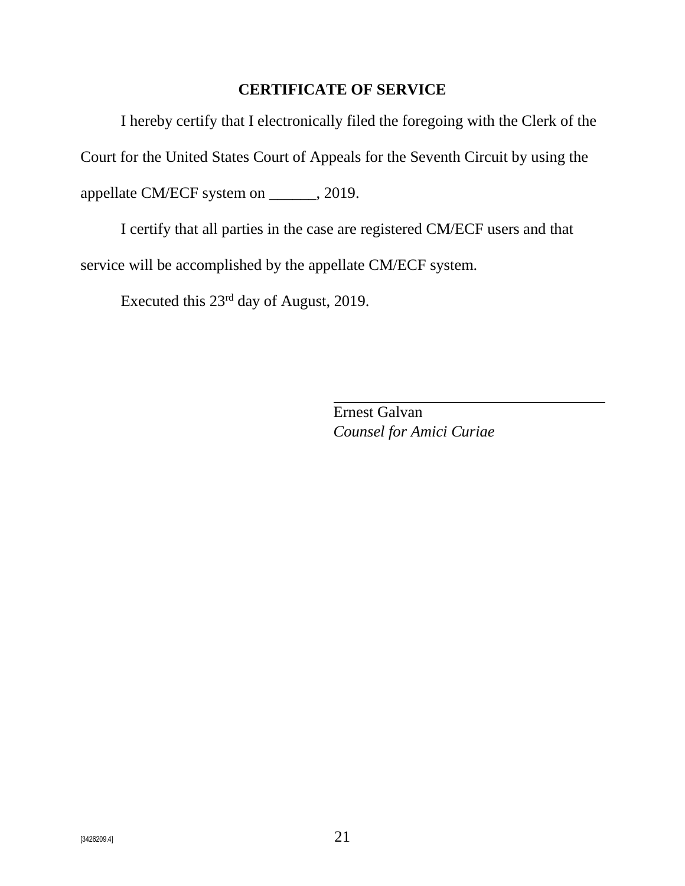## CERTIFICATE OF SERVICE

I hereby certify that I electronically filed the foregoing with the Clerk of the Court for the United States Court of Appeals for the Seventh Circuit by using the appellate CM/ECF system on ______, 2019.

I certify that all parties in the case are registered CM/ECF users and that service will be accomplished by the appellate CM/ECF system.

Executed this 23rd day of August, 2019.

\_\_\_\_\_\_\_\_\_\_\_\_\_\_\_\_\_\_\_\_\_\_\_\_\_\_\_\_\_\_\_\_\_\_\_\_\_\_

Ernest Galvan
*Counsel for Amici Curiae*

[3426209.4]